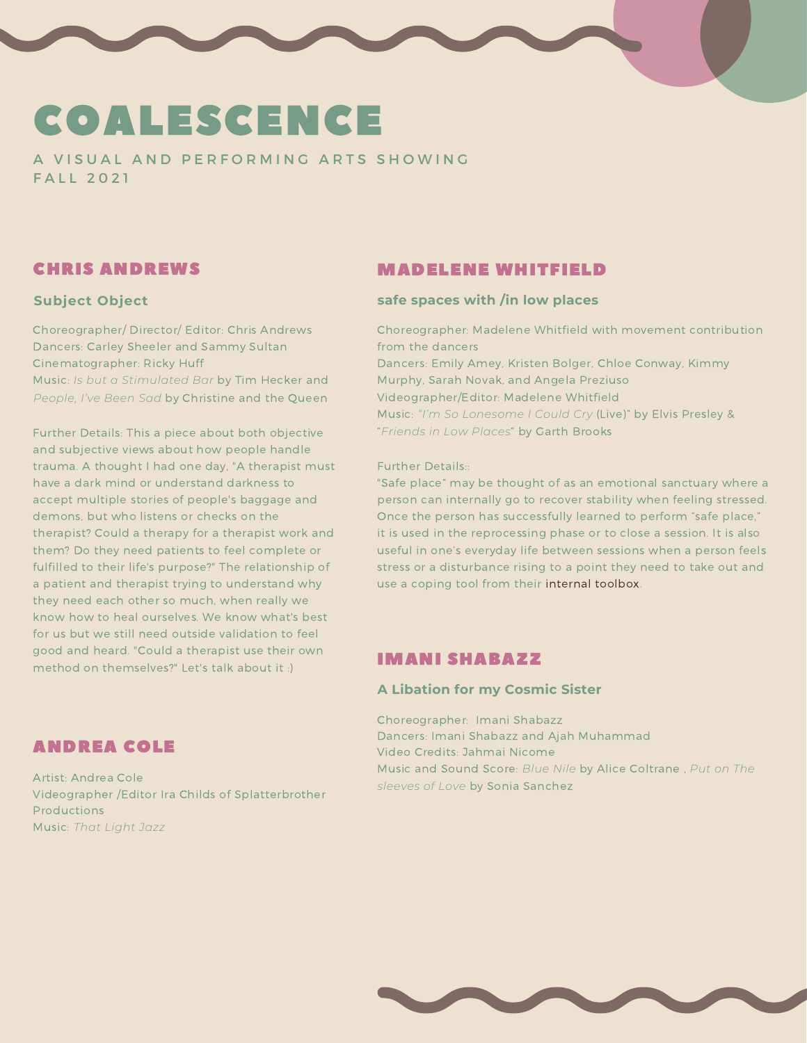# COALESCENCE

A VISUAL AND PERFORMING ARTS SHOWING
FALL 2021

## CHRIS ANDREWS

### Subject Object

Choreographer/ Director/ Editor: Chris Andrews
Dancers: Carley Sheeler and Sammy Sultan
Cinematographer: Ricky Huff
Music: *Is but a Stimulated Bar* by Tim Hecker and *People, I've Been Sad* by Christine and the Queen

Further Details: This a piece about both objective and subjective views about how people handle trauma. A thought I had one day, "A therapist must have a dark mind or understand darkness to accept multiple stories of people's baggage and demons, but who listens or checks on the therapist? Could a therapy for a therapist work and them? Do they need patients to feel complete or fulfilled to their life's purpose?" The relationship of a patient and therapist trying to understand why they need each other so much, when really we know how to heal ourselves. We know what's best for us but we still need outside validation to feel good and heard. "Could a therapist use their own method on themselves?" Let's talk about it :)

## ANDREA COLE

Artist: Andrea Cole
Videographer /Editor Ira Childs of Splatterbrother Productions
Music: *That Light Jazz*

## MADELENE WHITFIELD

### safe spaces with /in low places

Choreographer: Madelene Whitfield with movement contribution from the dancers
Dancers: Emily Amey, Kristen Bolger, Chloe Conway, Kimmy Murphy, Sarah Novak, and Angela Preziuso
Videographer/Editor: Madelene Whitfield
Music: *"I'm So Lonesome I Could Cry* (Live)" by Elvis Presley & "*Friends in Low Places*" by Garth Brooks

Further Details::
"Safe place" may be thought of as an emotional sanctuary where a person can internally go to recover stability when feeling stressed. Once the person has successfully learned to perform "safe place," it is used in the reprocessing phase or to close a session. It is also useful in one's everyday life between sessions when a person feels stress or a disturbance rising to a point they need to take out and use a coping tool from their internal toolbox.

## IMANI SHABAZZ

### A Libation for my Cosmic Sister

Choreographer: Imani Shabazz
Dancers: Imani Shabazz and Ajah Muhammad
Video Credits: Jahmai Nicome
Music and Sound Score: *Blue Nile* by Alice Coltrane , *Put on The sleeves of Love* by Sonia Sanchez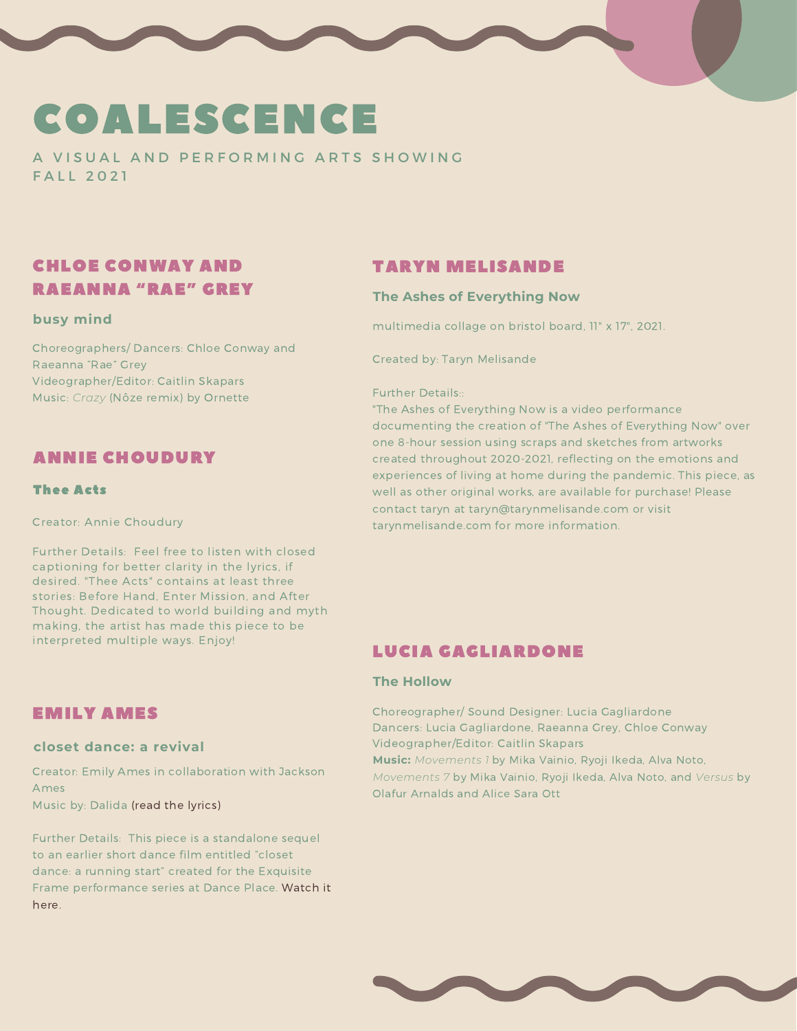# COALESCENCE

A VISUAL AND PERFORMING ARTS SHOWING
FALL 2021

## CHLOE CONWAY AND RAEANNA "RAE" GREY

### busy mind

Choreographers/ Dancers: Chloe Conway and Raeanna "Rae" Grey
Videographer/Editor: Caitlin Skapars
Music: *Crazy* (Nôze remix) by Ornette

## ANNIE CHOUDURY

### Thee Acts

Creator: Annie Choudury

Further Details: Feel free to listen with closed captioning for better clarity in the lyrics, if desired. "Thee Acts" contains at least three stories: Before Hand, Enter Mission, and After Thought. Dedicated to world building and myth making, the artist has made this piece to be interpreted multiple ways. Enjoy!

## EMILY AMES

### closet dance: a revival

Creator: Emily Ames in collaboration with Jackson Ames
Music by: Dalida (read the lyrics)

Further Details: This piece is a standalone sequel to an earlier short dance film entitled "closet dance: a running start" created for the Exquisite Frame performance series at Dance Place. Watch it here.

## TARYN MELISANDE

### The Ashes of Everything Now

multimedia collage on bristol board, 11" x 17", 2021.

Created by: Taryn Melisande

Further Details::
"The Ashes of Everything Now is a video performance documenting the creation of "The Ashes of Everything Now" over one 8-hour session using scraps and sketches from artworks created throughout 2020-2021, reflecting on the emotions and experiences of living at home during the pandemic. This piece, as well as other original works, are available for purchase! Please contact taryn at taryn@tarynmelisande.com or visit tarynmelisande.com for more information.

## LUCIA GAGLIARDONE

### The Hollow

Choreographer/ Sound Designer: Lucia Gagliardone
Dancers: Lucia Gagliardone, Raeanna Grey, Chloe Conway
Videographer/Editor: Caitlin Skapars
**Music:** *Movements 1* by Mika Vainio, Ryoji Ikeda, Alva Noto, *Movements 7* by Mika Vainio, Ryoji Ikeda, Alva Noto, and *Versus* by Olafur Arnalds and Alice Sara Ott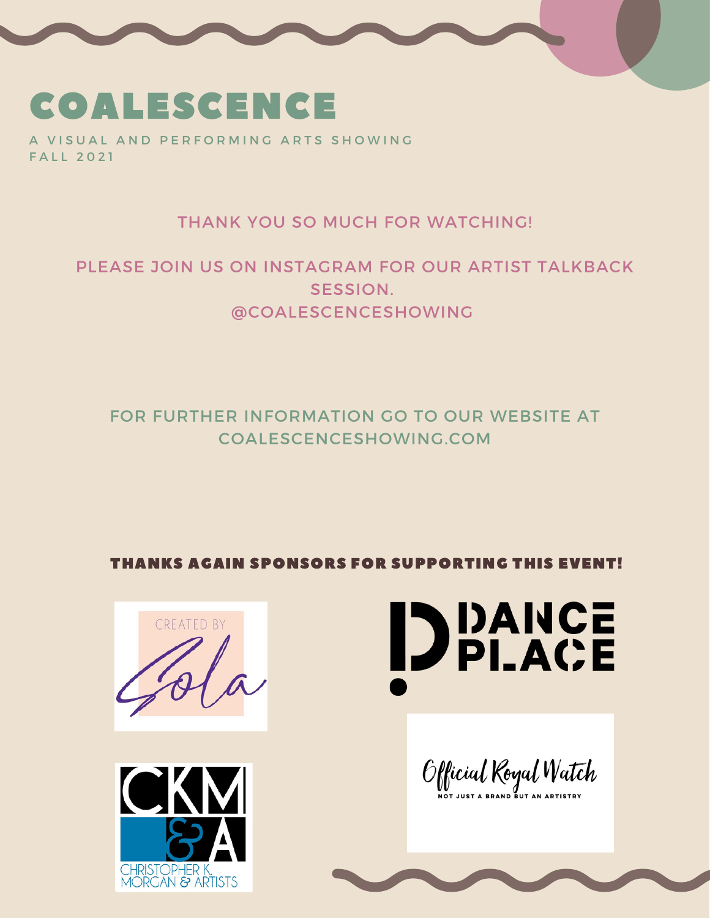# COALESCENCE

A VISUAL AND PERFORMING ARTS SHOWING
FALL 2021

THANK YOU SO MUCH FOR WATCHING!

PLEASE JOIN US ON INSTAGRAM FOR OUR ARTIST TALKBACK SESSION.
@COALESCENCESHOWING

FOR FURTHER INFORMATION GO TO OUR WEBSITE AT COALESCENCESHOWING.COM

**THANKS AGAIN SPONSORS FOR SUPPORTING THIS EVENT!**

CREATED BY Sola

DANCE PLACE

CKM & A CHRISTOPHER K. MORGAN & ARTISTS

Official Royal Watch
NOT JUST A BRAND BUT AN ARTISTRY